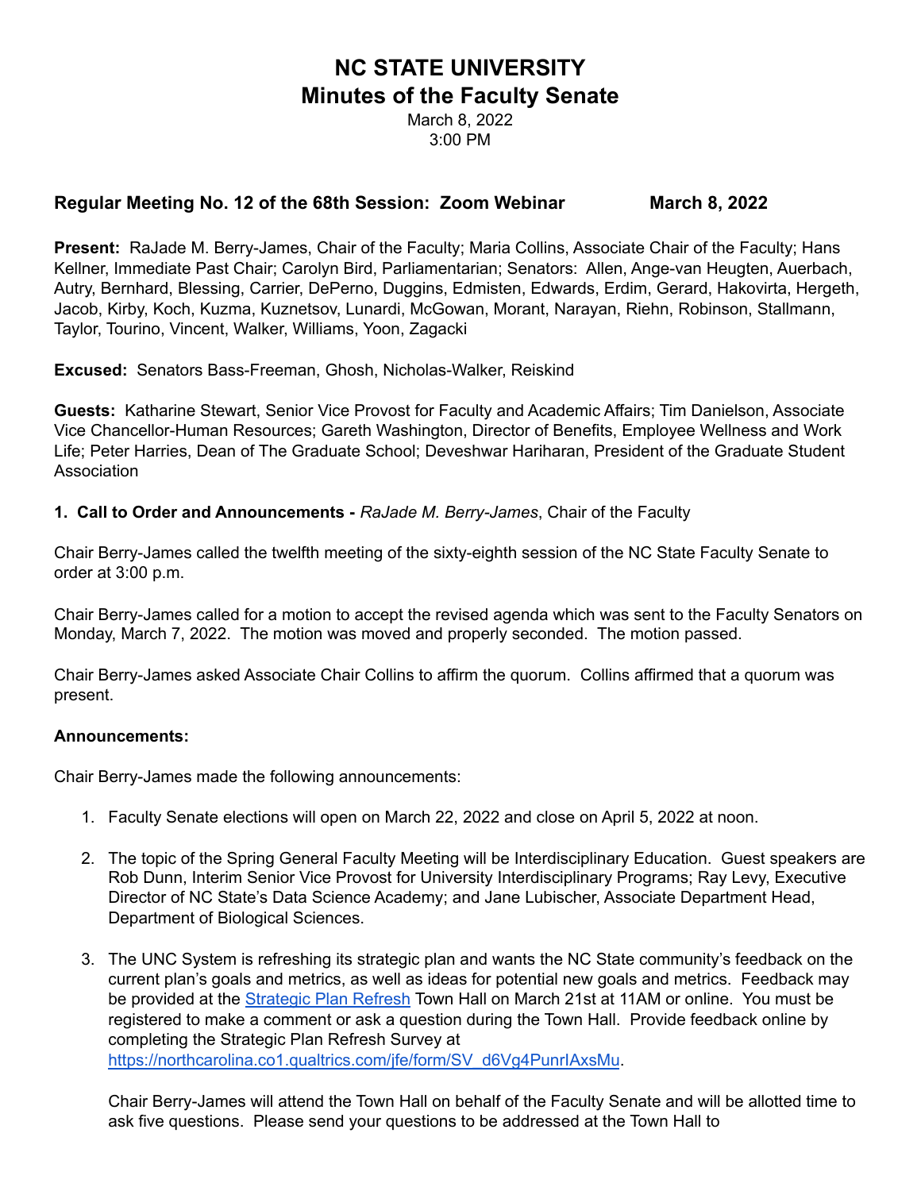# NC STATE UNIVERSITY
# Minutes of the Faculty Senate

March 8, 2022
3:00 PM

**Regular Meeting No. 12 of the 68th Session: Zoom Webinar March 8, 2022**

**Present:** RaJade M. Berry-James, Chair of the Faculty; Maria Collins, Associate Chair of the Faculty; Hans Kellner, Immediate Past Chair; Carolyn Bird, Parliamentarian; Senators: Allen, Ange-van Heugten, Auerbach, Autry, Bernhard, Blessing, Carrier, DePerno, Duggins, Edmisten, Edwards, Erdim, Gerard, Hakovirta, Hergeth, Jacob, Kirby, Koch, Kuzma, Kuznetsov, Lunardi, McGowan, Morant, Narayan, Riehn, Robinson, Stallmann, Taylor, Tourino, Vincent, Walker, Williams, Yoon, Zagacki

**Excused:** Senators Bass-Freeman, Ghosh, Nicholas-Walker, Reiskind

**Guests:** Katharine Stewart, Senior Vice Provost for Faculty and Academic Affairs; Tim Danielson, Associate Vice Chancellor-Human Resources; Gareth Washington, Director of Benefits, Employee Wellness and Work Life; Peter Harries, Dean of The Graduate School; Deveshwar Hariharan, President of the Graduate Student Association

**1. Call to Order and Announcements -** *RaJade M. Berry-James*, Chair of the Faculty

Chair Berry-James called the twelfth meeting of the sixty-eighth session of the NC State Faculty Senate to order at 3:00 p.m.

Chair Berry-James called for a motion to accept the revised agenda which was sent to the Faculty Senators on Monday, March 7, 2022. The motion was moved and properly seconded. The motion passed.

Chair Berry-James asked Associate Chair Collins to affirm the quorum. Collins affirmed that a quorum was present.

**Announcements:**

Chair Berry-James made the following announcements:

1. Faculty Senate elections will open on March 22, 2022 and close on April 5, 2022 at noon.

2. The topic of the Spring General Faculty Meeting will be Interdisciplinary Education. Guest speakers are Rob Dunn, Interim Senior Vice Provost for University Interdisciplinary Programs; Ray Levy, Executive Director of NC State's Data Science Academy; and Jane Lubischer, Associate Department Head, Department of Biological Sciences.

3. The UNC System is refreshing its strategic plan and wants the NC State community's feedback on the current plan's goals and metrics, as well as ideas for potential new goals and metrics. Feedback may be provided at the [Strategic Plan Refresh](https://northcarolina.co1.qualtrics.com/jfe/form/SV_d6Vg4PunrIAxsMu) Town Hall on March 21st at 11AM or online. You must be registered to make a comment or ask a question during the Town Hall. Provide feedback online by completing the Strategic Plan Refresh Survey at https://northcarolina.co1.qualtrics.com/jfe/form/SV_d6Vg4PunrIAxsMu.

   Chair Berry-James will attend the Town Hall on behalf of the Faculty Senate and will be allotted time to ask five questions. Please send your questions to be addressed at the Town Hall to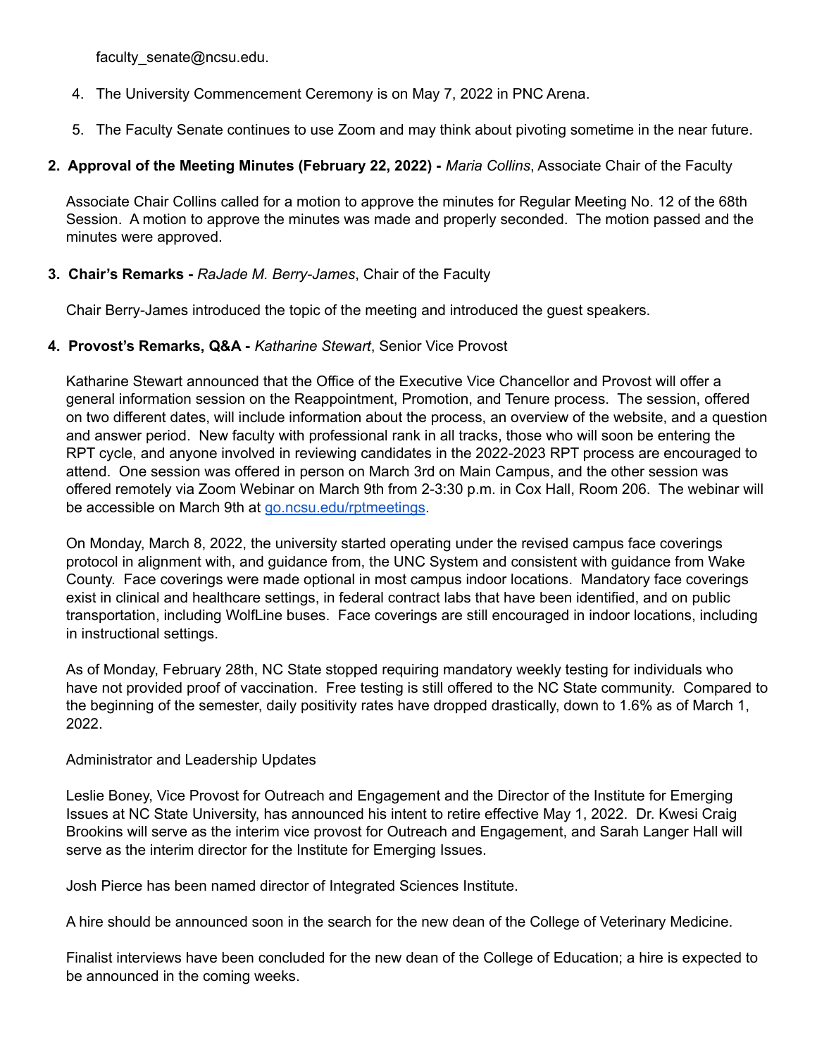faculty_senate@ncsu.edu.

4. The University Commencement Ceremony is on May 7, 2022 in PNC Arena.

5. The Faculty Senate continues to use Zoom and may think about pivoting sometime in the near future.

**2. Approval of the Meeting Minutes (February 22, 2022) -** *Maria Collins*, Associate Chair of the Faculty

Associate Chair Collins called for a motion to approve the minutes for Regular Meeting No. 12 of the 68th Session. A motion to approve the minutes was made and properly seconded. The motion passed and the minutes were approved.

**3. Chair's Remarks -** *RaJade M. Berry-James*, Chair of the Faculty

Chair Berry-James introduced the topic of the meeting and introduced the guest speakers.

**4. Provost's Remarks, Q&A -** *Katharine Stewart*, Senior Vice Provost

Katharine Stewart announced that the Office of the Executive Vice Chancellor and Provost will offer a general information session on the Reappointment, Promotion, and Tenure process. The session, offered on two different dates, will include information about the process, an overview of the website, and a question and answer period. New faculty with professional rank in all tracks, those who will soon be entering the RPT cycle, and anyone involved in reviewing candidates in the 2022-2023 RPT process are encouraged to attend. One session was offered in person on March 3rd on Main Campus, and the other session was offered remotely via Zoom Webinar on March 9th from 2-3:30 p.m. in Cox Hall, Room 206. The webinar will be accessible on March 9th at [go.ncsu.edu/rptmeetings](go.ncsu.edu/rptmeetings).

On Monday, March 8, 2022, the university started operating under the revised campus face coverings protocol in alignment with, and guidance from, the UNC System and consistent with guidance from Wake County. Face coverings were made optional in most campus indoor locations. Mandatory face coverings exist in clinical and healthcare settings, in federal contract labs that have been identified, and on public transportation, including WolfLine buses. Face coverings are still encouraged in indoor locations, including in instructional settings.

As of Monday, February 28th, NC State stopped requiring mandatory weekly testing for individuals who have not provided proof of vaccination. Free testing is still offered to the NC State community. Compared to the beginning of the semester, daily positivity rates have dropped drastically, down to 1.6% as of March 1, 2022.

Administrator and Leadership Updates

Leslie Boney, Vice Provost for Outreach and Engagement and the Director of the Institute for Emerging Issues at NC State University, has announced his intent to retire effective May 1, 2022. Dr. Kwesi Craig Brookins will serve as the interim vice provost for Outreach and Engagement, and Sarah Langer Hall will serve as the interim director for the Institute for Emerging Issues.

Josh Pierce has been named director of Integrated Sciences Institute.

A hire should be announced soon in the search for the new dean of the College of Veterinary Medicine.

Finalist interviews have been concluded for the new dean of the College of Education; a hire is expected to be announced in the coming weeks.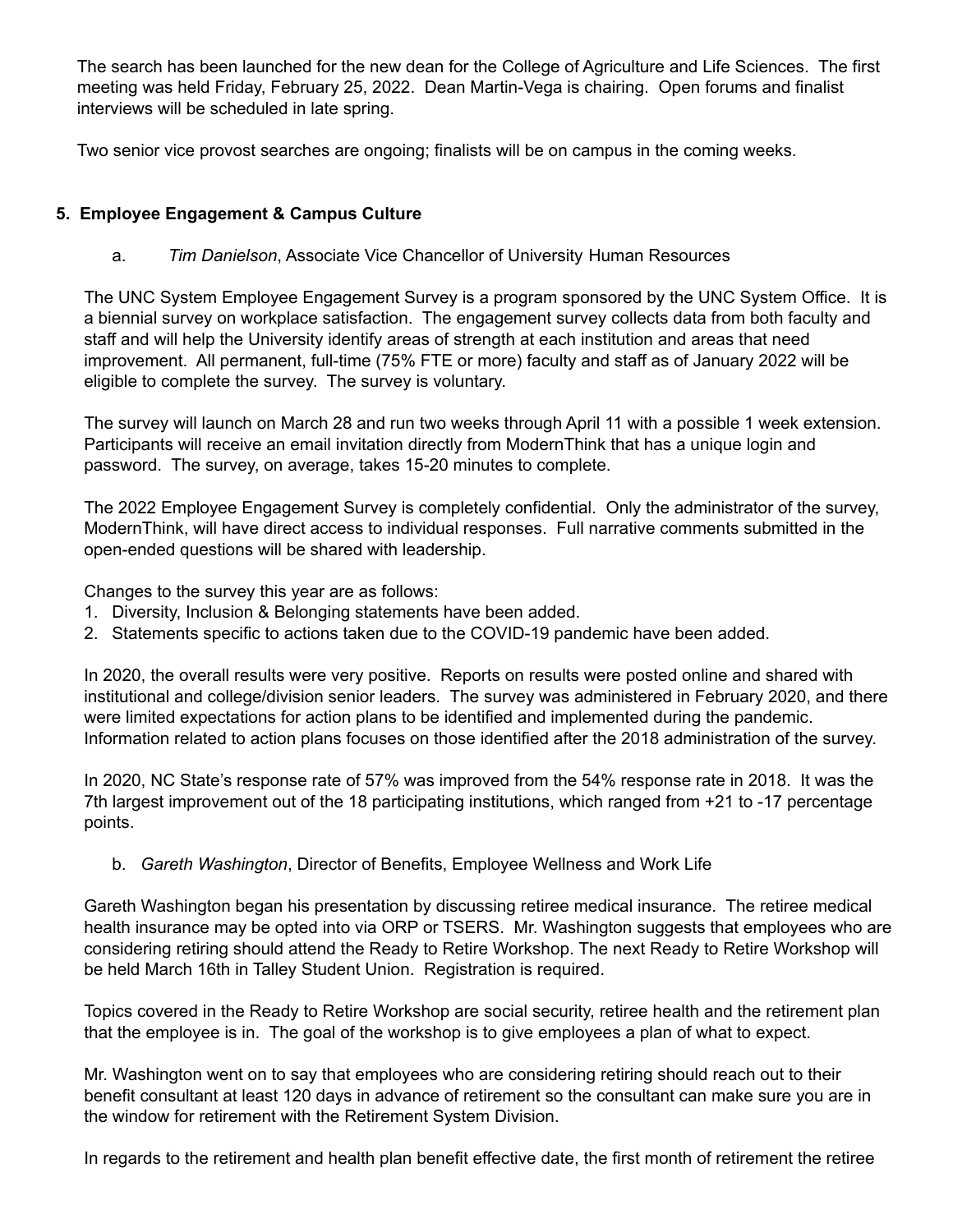The search has been launched for the new dean for the College of Agriculture and Life Sciences. The first meeting was held Friday, February 25, 2022. Dean Martin-Vega is chairing. Open forums and finalist interviews will be scheduled in late spring.

Two senior vice provost searches are ongoing; finalists will be on campus in the coming weeks.

**5. Employee Engagement & Campus Culture**

a. *Tim Danielson*, Associate Vice Chancellor of University Human Resources

The UNC System Employee Engagement Survey is a program sponsored by the UNC System Office. It is a biennial survey on workplace satisfaction. The engagement survey collects data from both faculty and staff and will help the University identify areas of strength at each institution and areas that need improvement. All permanent, full-time (75% FTE or more) faculty and staff as of January 2022 will be eligible to complete the survey. The survey is voluntary.

The survey will launch on March 28 and run two weeks through April 11 with a possible 1 week extension. Participants will receive an email invitation directly from ModernThink that has a unique login and password. The survey, on average, takes 15-20 minutes to complete.

The 2022 Employee Engagement Survey is completely confidential. Only the administrator of the survey, ModernThink, will have direct access to individual responses. Full narrative comments submitted in the open-ended questions will be shared with leadership.

Changes to the survey this year are as follows:

1. Diversity, Inclusion & Belonging statements have been added.
2. Statements specific to actions taken due to the COVID-19 pandemic have been added.

In 2020, the overall results were very positive. Reports on results were posted online and shared with institutional and college/division senior leaders. The survey was administered in February 2020, and there were limited expectations for action plans to be identified and implemented during the pandemic. Information related to action plans focuses on those identified after the 2018 administration of the survey.

In 2020, NC State's response rate of 57% was improved from the 54% response rate in 2018. It was the 7th largest improvement out of the 18 participating institutions, which ranged from +21 to -17 percentage points.

b. *Gareth Washington*, Director of Benefits, Employee Wellness and Work Life

Gareth Washington began his presentation by discussing retiree medical insurance. The retiree medical health insurance may be opted into via ORP or TSERS. Mr. Washington suggests that employees who are considering retiring should attend the Ready to Retire Workshop. The next Ready to Retire Workshop will be held March 16th in Talley Student Union. Registration is required.

Topics covered in the Ready to Retire Workshop are social security, retiree health and the retirement plan that the employee is in. The goal of the workshop is to give employees a plan of what to expect.

Mr. Washington went on to say that employees who are considering retiring should reach out to their benefit consultant at least 120 days in advance of retirement so the consultant can make sure you are in the window for retirement with the Retirement System Division.

In regards to the retirement and health plan benefit effective date, the first month of retirement the retiree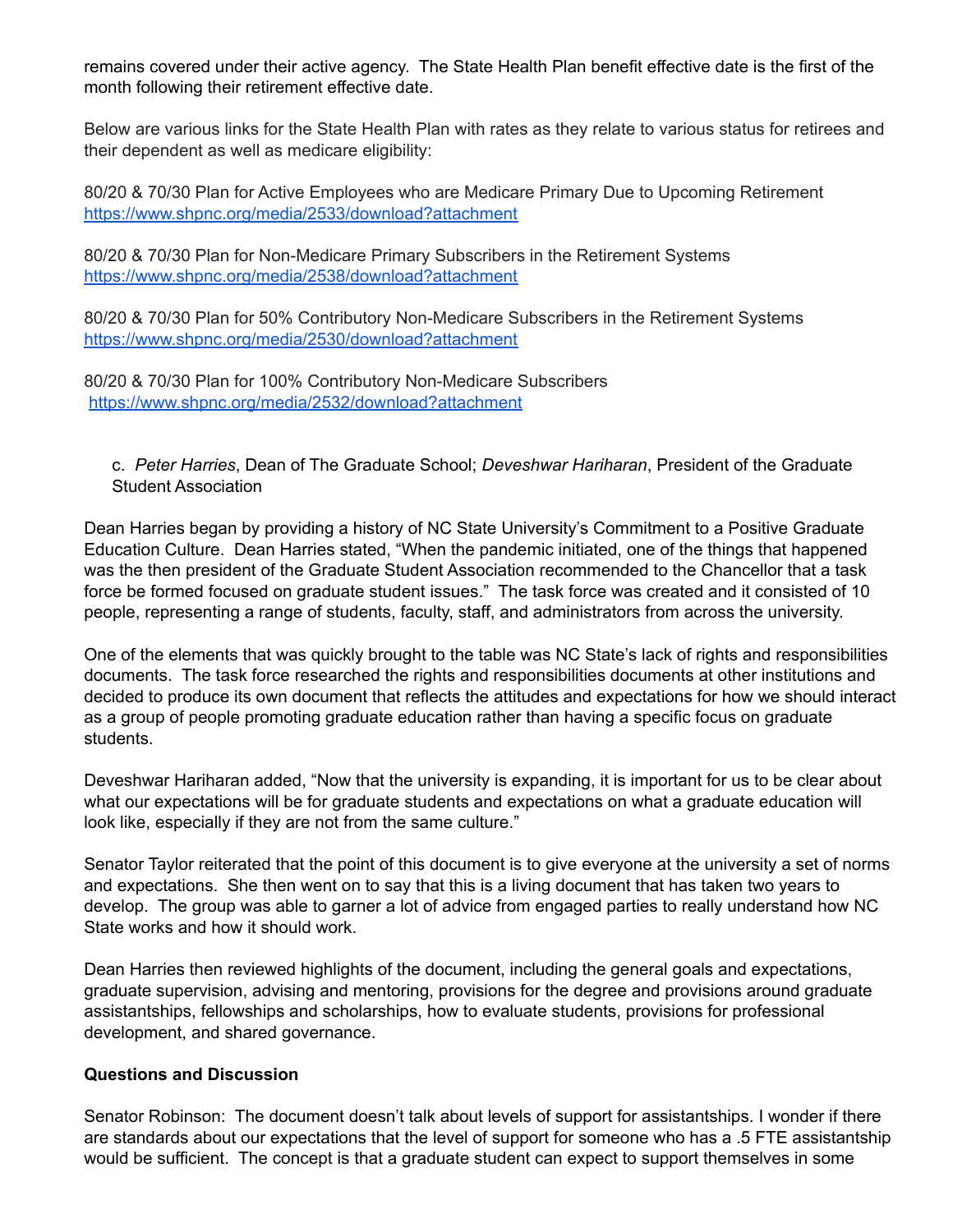remains covered under their active agency. The State Health Plan benefit effective date is the first of the month following their retirement effective date.

Below are various links for the State Health Plan with rates as they relate to various status for retirees and their dependent as well as medicare eligibility:

80/20 & 70/30 Plan for Active Employees who are Medicare Primary Due to Upcoming Retirement
https://www.shpnc.org/media/2533/download?attachment

80/20 & 70/30 Plan for Non-Medicare Primary Subscribers in the Retirement Systems
https://www.shpnc.org/media/2538/download?attachment

80/20 & 70/30 Plan for 50% Contributory Non-Medicare Subscribers in the Retirement Systems
https://www.shpnc.org/media/2530/download?attachment

80/20 & 70/30 Plan for 100% Contributory Non-Medicare Subscribers
https://www.shpnc.org/media/2532/download?attachment

c. *Peter Harries*, Dean of The Graduate School; *Deveshwar Hariharan*, President of the Graduate Student Association

Dean Harries began by providing a history of NC State University's Commitment to a Positive Graduate Education Culture. Dean Harries stated, "When the pandemic initiated, one of the things that happened was the then president of the Graduate Student Association recommended to the Chancellor that a task force be formed focused on graduate student issues." The task force was created and it consisted of 10 people, representing a range of students, faculty, staff, and administrators from across the university.

One of the elements that was quickly brought to the table was NC State's lack of rights and responsibilities documents. The task force researched the rights and responsibilities documents at other institutions and decided to produce its own document that reflects the attitudes and expectations for how we should interact as a group of people promoting graduate education rather than having a specific focus on graduate students.

Deveshwar Hariharan added, "Now that the university is expanding, it is important for us to be clear about what our expectations will be for graduate students and expectations on what a graduate education will look like, especially if they are not from the same culture."

Senator Taylor reiterated that the point of this document is to give everyone at the university a set of norms and expectations. She then went on to say that this is a living document that has taken two years to develop. The group was able to garner a lot of advice from engaged parties to really understand how NC State works and how it should work.

Dean Harries then reviewed highlights of the document, including the general goals and expectations, graduate supervision, advising and mentoring, provisions for the degree and provisions around graduate assistantships, fellowships and scholarships, how to evaluate students, provisions for professional development, and shared governance.

**Questions and Discussion**

Senator Robinson: The document doesn't talk about levels of support for assistantships. I wonder if there are standards about our expectations that the level of support for someone who has a .5 FTE assistantship would be sufficient. The concept is that a graduate student can expect to support themselves in some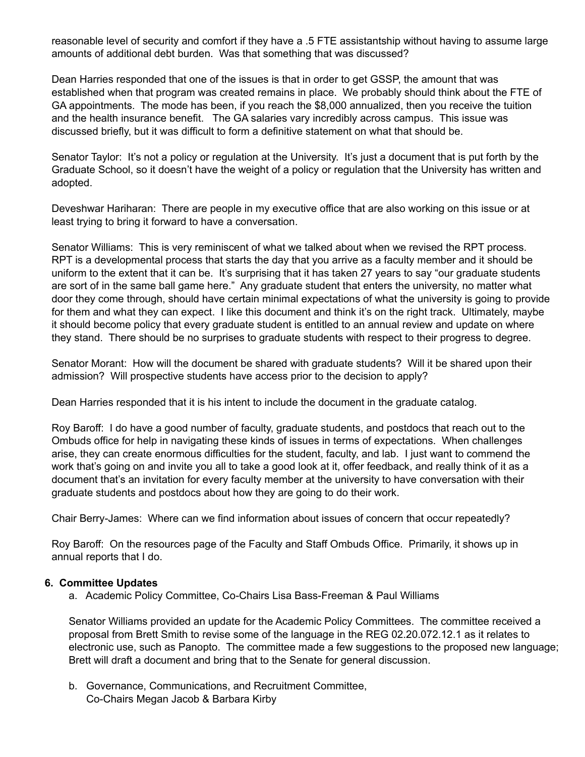reasonable level of security and comfort if they have a .5 FTE assistantship without having to assume large amounts of additional debt burden. Was that something that was discussed?

Dean Harries responded that one of the issues is that in order to get GSSP, the amount that was established when that program was created remains in place. We probably should think about the FTE of GA appointments. The mode has been, if you reach the $8,000 annualized, then you receive the tuition and the health insurance benefit. The GA salaries vary incredibly across campus. This issue was discussed briefly, but it was difficult to form a definitive statement on what that should be.

Senator Taylor: It's not a policy or regulation at the University. It's just a document that is put forth by the Graduate School, so it doesn't have the weight of a policy or regulation that the University has written and adopted.

Deveshwar Hariharan: There are people in my executive office that are also working on this issue or at least trying to bring it forward to have a conversation.

Senator Williams: This is very reminiscent of what we talked about when we revised the RPT process. RPT is a developmental process that starts the day that you arrive as a faculty member and it should be uniform to the extent that it can be. It's surprising that it has taken 27 years to say "our graduate students are sort of in the same ball game here." Any graduate student that enters the university, no matter what door they come through, should have certain minimal expectations of what the university is going to provide for them and what they can expect. I like this document and think it's on the right track. Ultimately, maybe it should become policy that every graduate student is entitled to an annual review and update on where they stand. There should be no surprises to graduate students with respect to their progress to degree.

Senator Morant: How will the document be shared with graduate students? Will it be shared upon their admission? Will prospective students have access prior to the decision to apply?

Dean Harries responded that it is his intent to include the document in the graduate catalog.

Roy Baroff: I do have a good number of faculty, graduate students, and postdocs that reach out to the Ombuds office for help in navigating these kinds of issues in terms of expectations. When challenges arise, they can create enormous difficulties for the student, faculty, and lab. I just want to commend the work that's going on and invite you all to take a good look at it, offer feedback, and really think of it as a document that's an invitation for every faculty member at the university to have conversation with their graduate students and postdocs about how they are going to do their work.

Chair Berry-James: Where can we find information about issues of concern that occur repeatedly?

Roy Baroff: On the resources page of the Faculty and Staff Ombuds Office. Primarily, it shows up in annual reports that I do.

**6. Committee Updates**

a. Academic Policy Committee, Co-Chairs Lisa Bass-Freeman & Paul Williams

Senator Williams provided an update for the Academic Policy Committees. The committee received a proposal from Brett Smith to revise some of the language in the REG 02.20.072.12.1 as it relates to electronic use, such as Panopto. The committee made a few suggestions to the proposed new language; Brett will draft a document and bring that to the Senate for general discussion.

b. Governance, Communications, and Recruitment Committee, Co-Chairs Megan Jacob & Barbara Kirby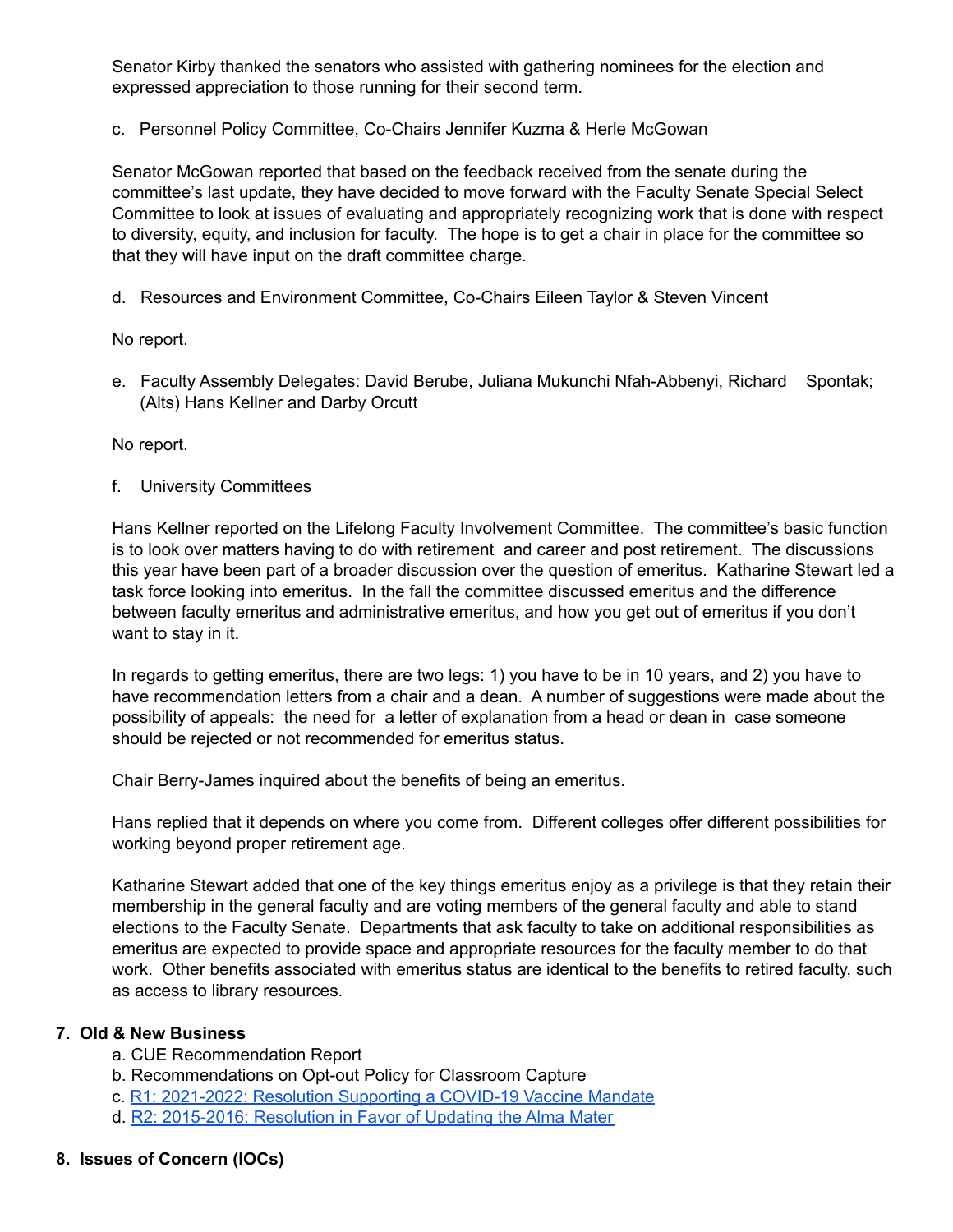Senator Kirby thanked the senators who assisted with gathering nominees for the election and expressed appreciation to those running for their second term.

c. Personnel Policy Committee, Co-Chairs Jennifer Kuzma & Herle McGowan

Senator McGowan reported that based on the feedback received from the senate during the committee's last update, they have decided to move forward with the Faculty Senate Special Select Committee to look at issues of evaluating and appropriately recognizing work that is done with respect to diversity, equity, and inclusion for faculty. The hope is to get a chair in place for the committee so that they will have input on the draft committee charge.

d. Resources and Environment Committee, Co-Chairs Eileen Taylor & Steven Vincent

No report.

e. Faculty Assembly Delegates: David Berube, Juliana Mukunchi Nfah-Abbenyi, Richard Spontak; (Alts) Hans Kellner and Darby Orcutt

No report.

f. University Committees

Hans Kellner reported on the Lifelong Faculty Involvement Committee. The committee's basic function is to look over matters having to do with retirement and career and post retirement. The discussions this year have been part of a broader discussion over the question of emeritus. Katharine Stewart led a task force looking into emeritus. In the fall the committee discussed emeritus and the difference between faculty emeritus and administrative emeritus, and how you get out of emeritus if you don't want to stay in it.

In regards to getting emeritus, there are two legs: 1) you have to be in 10 years, and 2) you have to have recommendation letters from a chair and a dean. A number of suggestions were made about the possibility of appeals: the need for a letter of explanation from a head or dean in case someone should be rejected or not recommended for emeritus status.

Chair Berry-James inquired about the benefits of being an emeritus.

Hans replied that it depends on where you come from. Different colleges offer different possibilities for working beyond proper retirement age.

Katharine Stewart added that one of the key things emeritus enjoy as a privilege is that they retain their membership in the general faculty and are voting members of the general faculty and able to stand elections to the Faculty Senate. Departments that ask faculty to take on additional responsibilities as emeritus are expected to provide space and appropriate resources for the faculty member to do that work. Other benefits associated with emeritus status are identical to the benefits to retired faculty, such as access to library resources.

## 7. Old & New Business

a. CUE Recommendation Report
b. Recommendations on Opt-out Policy for Classroom Capture
c. R1: 2021-2022: Resolution Supporting a COVID-19 Vaccine Mandate
d. R2: 2015-2016: Resolution in Favor of Updating the Alma Mater

## 8. Issues of Concern (IOCs)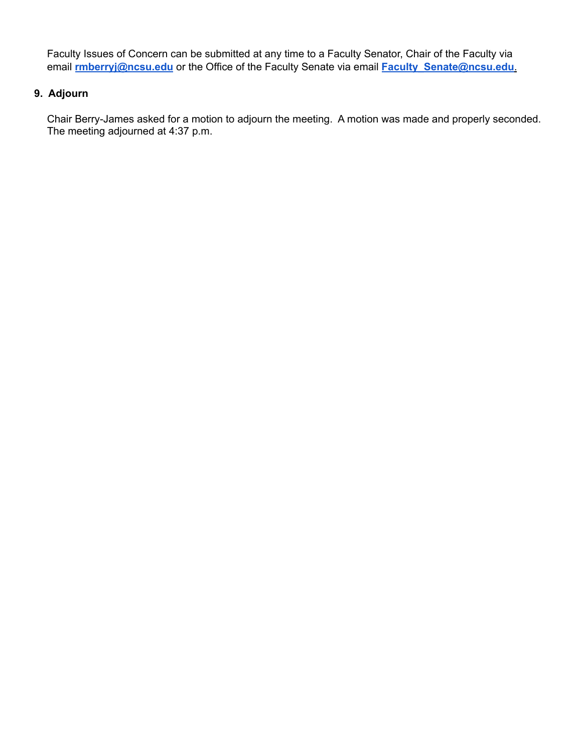Faculty Issues of Concern can be submitted at any time to a Faculty Senator, Chair of the Faculty via email **rmberryj@ncsu.edu** or the Office of the Faculty Senate via email **Faculty_Senate@ncsu.edu**.

## 9. Adjourn

Chair Berry-James asked for a motion to adjourn the meeting. A motion was made and properly seconded. The meeting adjourned at 4:37 p.m.